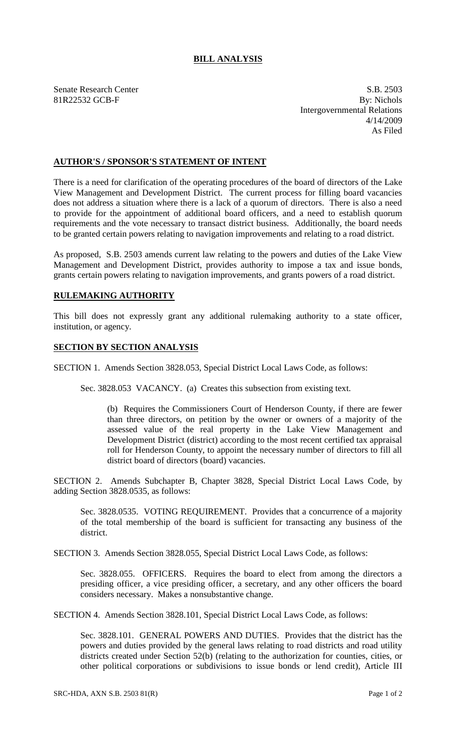# BILL ANALYSIS

Senate Research Center
81R22532 GCB-F

S.B. 2503
By: Nichols
Intergovernmental Relations
4/14/2009
As Filed

## AUTHOR'S / SPONSOR'S STATEMENT OF INTENT

There is a need for clarification of the operating procedures of the board of directors of the Lake View Management and Development District. The current process for filling board vacancies does not address a situation where there is a lack of a quorum of directors. There is also a need to provide for the appointment of additional board officers, and a need to establish quorum requirements and the vote necessary to transact district business. Additionally, the board needs to be granted certain powers relating to navigation improvements and relating to a road district.

As proposed, S.B. 2503 amends current law relating to the powers and duties of the Lake View Management and Development District, provides authority to impose a tax and issue bonds, grants certain powers relating to navigation improvements, and grants powers of a road district.

## RULEMAKING AUTHORITY

This bill does not expressly grant any additional rulemaking authority to a state officer, institution, or agency.

## SECTION BY SECTION ANALYSIS

SECTION 1. Amends Section 3828.053, Special District Local Laws Code, as follows:

Sec. 3828.053 VACANCY. (a) Creates this subsection from existing text.

(b) Requires the Commissioners Court of Henderson County, if there are fewer than three directors, on petition by the owner or owners of a majority of the assessed value of the real property in the Lake View Management and Development District (district) according to the most recent certified tax appraisal roll for Henderson County, to appoint the necessary number of directors to fill all district board of directors (board) vacancies.

SECTION 2. Amends Subchapter B, Chapter 3828, Special District Local Laws Code, by adding Section 3828.0535, as follows:

Sec. 3828.0535. VOTING REQUIREMENT. Provides that a concurrence of a majority of the total membership of the board is sufficient for transacting any business of the district.

SECTION 3. Amends Section 3828.055, Special District Local Laws Code, as follows:

Sec. 3828.055. OFFICERS. Requires the board to elect from among the directors a presiding officer, a vice presiding officer, a secretary, and any other officers the board considers necessary. Makes a nonsubstantive change.

SECTION 4. Amends Section 3828.101, Special District Local Laws Code, as follows:

Sec. 3828.101. GENERAL POWERS AND DUTIES. Provides that the district has the powers and duties provided by the general laws relating to road districts and road utility districts created under Section 52(b) (relating to the authorization for counties, cities, or other political corporations or subdivisions to issue bonds or lend credit), Article III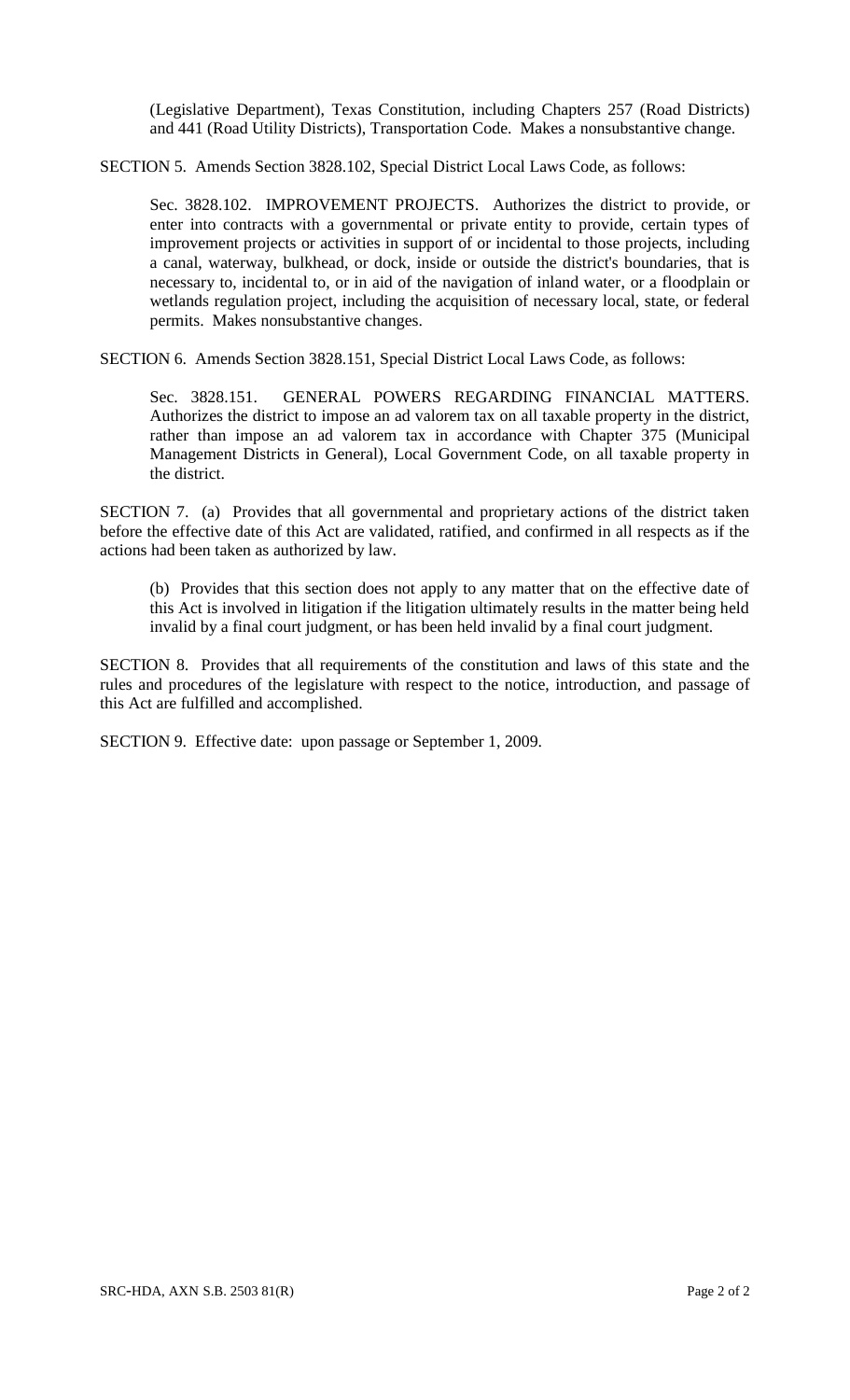(Legislative Department), Texas Constitution, including Chapters 257 (Road Districts) and 441 (Road Utility Districts), Transportation Code. Makes a nonsubstantive change.

SECTION 5. Amends Section 3828.102, Special District Local Laws Code, as follows:

Sec. 3828.102. IMPROVEMENT PROJECTS. Authorizes the district to provide, or enter into contracts with a governmental or private entity to provide, certain types of improvement projects or activities in support of or incidental to those projects, including a canal, waterway, bulkhead, or dock, inside or outside the district's boundaries, that is necessary to, incidental to, or in aid of the navigation of inland water, or a floodplain or wetlands regulation project, including the acquisition of necessary local, state, or federal permits. Makes nonsubstantive changes.

SECTION 6. Amends Section 3828.151, Special District Local Laws Code, as follows:

Sec. 3828.151. GENERAL POWERS REGARDING FINANCIAL MATTERS. Authorizes the district to impose an ad valorem tax on all taxable property in the district, rather than impose an ad valorem tax in accordance with Chapter 375 (Municipal Management Districts in General), Local Government Code, on all taxable property in the district.

SECTION 7. (a) Provides that all governmental and proprietary actions of the district taken before the effective date of this Act are validated, ratified, and confirmed in all respects as if the actions had been taken as authorized by law.

(b) Provides that this section does not apply to any matter that on the effective date of this Act is involved in litigation if the litigation ultimately results in the matter being held invalid by a final court judgment, or has been held invalid by a final court judgment.

SECTION 8. Provides that all requirements of the constitution and laws of this state and the rules and procedures of the legislature with respect to the notice, introduction, and passage of this Act are fulfilled and accomplished.

SECTION 9. Effective date: upon passage or September 1, 2009.